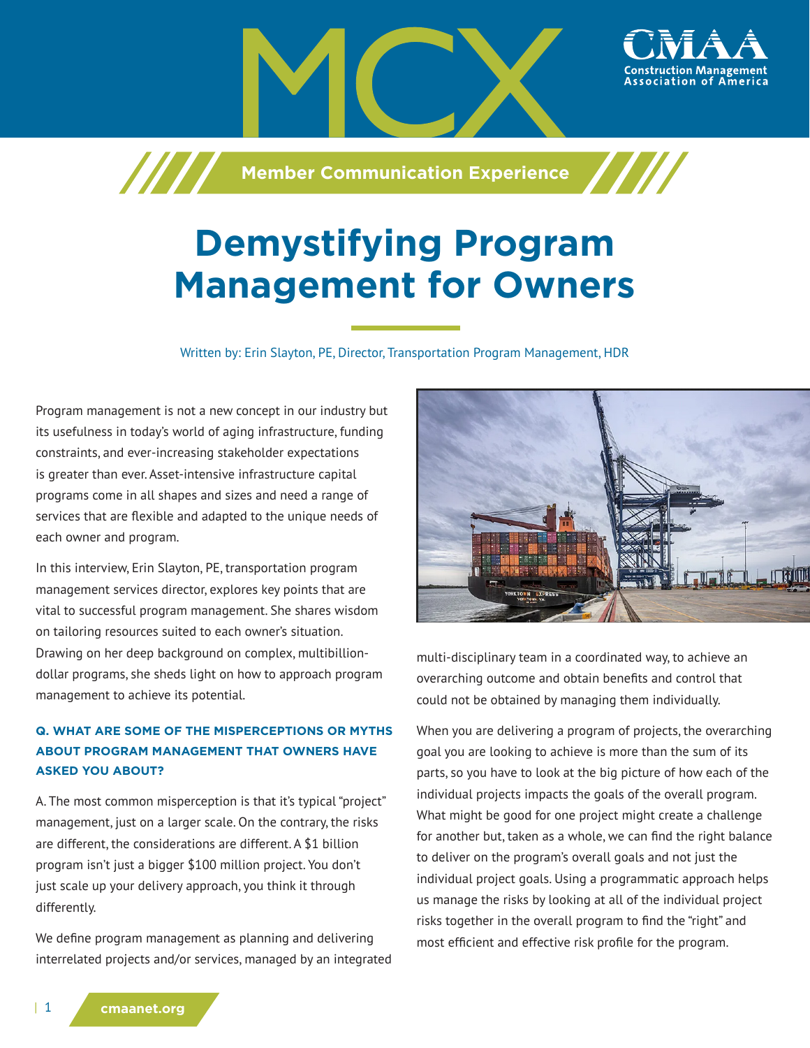# Demystifying Program Management for Owners

Written by: Erin Slayton, PE, Director, Transportation Program Management, HDR

Program management is not a new concept in our industry but its usefulness in today's world of aging infrastructure, funding constraints, and ever-increasing stakeholder expectations is greater than ever. Asset-intensive infrastructure capital programs come in all shapes and sizes and need a range of services that are flexible and adapted to the unique needs of each owner and program.

In this interview, Erin Slayton, PE, transportation program management services director, explores key points that are vital to successful program management. She shares wisdom on tailoring resources suited to each owner's situation. Drawing on her deep background on complex, multibillion-dollar programs, she sheds light on how to approach program management to achieve its potential.

**Q. WHAT ARE SOME OF THE MISPERCEPTIONS OR MYTHS ABOUT PROGRAM MANAGEMENT THAT OWNERS HAVE ASKED YOU ABOUT?**

A. The most common misperception is that it's typical "project" management, just on a larger scale. On the contrary, the risks are different, the considerations are different. A $1 billion program isn't just a bigger $100 million project. You don't just scale up your delivery approach, you think it through differently.

We define program management as planning and delivering interrelated projects and/or services, managed by an integrated multi-disciplinary team in a coordinated way, to achieve an overarching outcome and obtain benefits and control that could not be obtained by managing them individually.

When you are delivering a program of projects, the overarching goal you are looking to achieve is more than the sum of its parts, so you have to look at the big picture of how each of the individual projects impacts the goals of the overall program. What might be good for one project might create a challenge for another but, taken as a whole, we can find the right balance to deliver on the program's overall goals and not just the individual project goals. Using a programmatic approach helps us manage the risks by looking at all of the individual project risks together in the overall program to find the "right" and most efficient and effective risk profile for the program.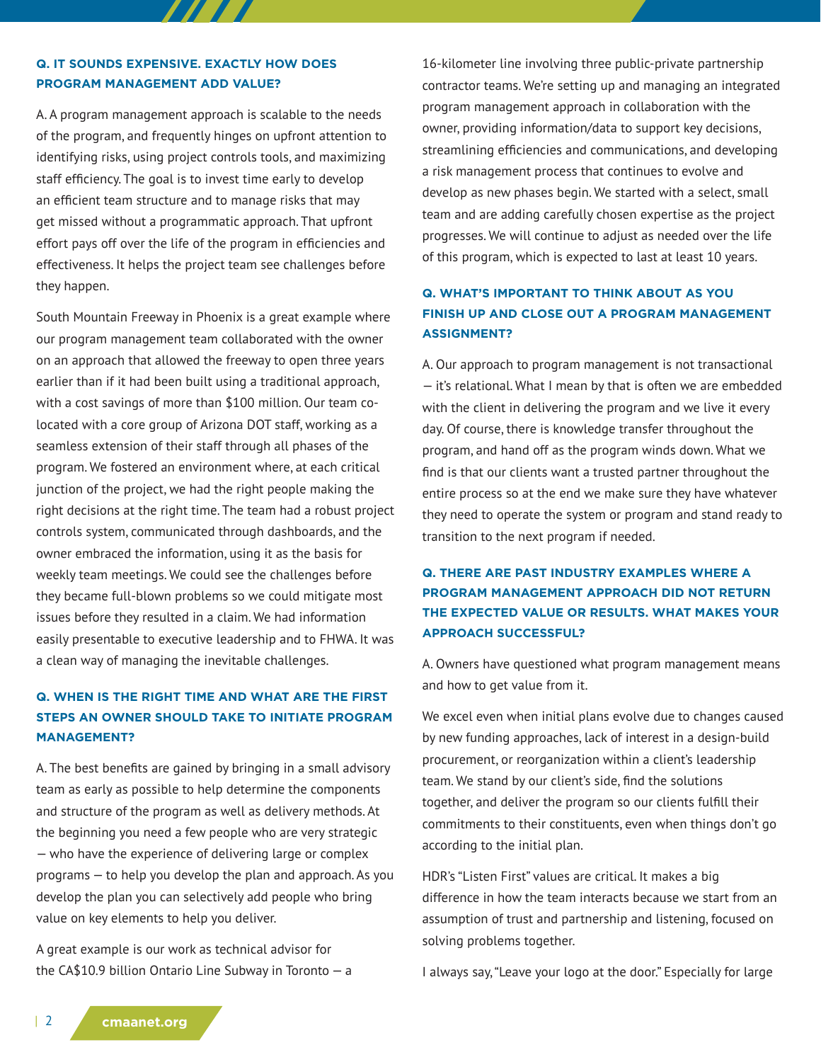**Q. IT SOUNDS EXPENSIVE. EXACTLY HOW DOES PROGRAM MANAGEMENT ADD VALUE?**

A. A program management approach is scalable to the needs of the program, and frequently hinges on upfront attention to identifying risks, using project controls tools, and maximizing staff efficiency. The goal is to invest time early to develop an efficient team structure and to manage risks that may get missed without a programmatic approach. That upfront effort pays off over the life of the program in efficiencies and effectiveness. It helps the project team see challenges before they happen.

South Mountain Freeway in Phoenix is a great example where our program management team collaborated with the owner on an approach that allowed the freeway to open three years earlier than if it had been built using a traditional approach, with a cost savings of more than $100 million. Our team co-located with a core group of Arizona DOT staff, working as a seamless extension of their staff through all phases of the program. We fostered an environment where, at each critical junction of the project, we had the right people making the right decisions at the right time. The team had a robust project controls system, communicated through dashboards, and the owner embraced the information, using it as the basis for weekly team meetings. We could see the challenges before they became full-blown problems so we could mitigate most issues before they resulted in a claim. We had information easily presentable to executive leadership and to FHWA. It was a clean way of managing the inevitable challenges.

**Q. WHEN IS THE RIGHT TIME AND WHAT ARE THE FIRST STEPS AN OWNER SHOULD TAKE TO INITIATE PROGRAM MANAGEMENT?**

A. The best benefits are gained by bringing in a small advisory team as early as possible to help determine the components and structure of the program as well as delivery methods. At the beginning you need a few people who are very strategic — who have the experience of delivering large or complex programs — to help you develop the plan and approach. As you develop the plan you can selectively add people who bring value on key elements to help you deliver.

A great example is our work as technical advisor for the CA$10.9 billion Ontario Line Subway in Toronto — a 16-kilometer line involving three public-private partnership contractor teams. We're setting up and managing an integrated program management approach in collaboration with the owner, providing information/data to support key decisions, streamlining efficiencies and communications, and developing a risk management process that continues to evolve and develop as new phases begin. We started with a select, small team and are adding carefully chosen expertise as the project progresses. We will continue to adjust as needed over the life of this program, which is expected to last at least 10 years.

**Q. WHAT'S IMPORTANT TO THINK ABOUT AS YOU FINISH UP AND CLOSE OUT A PROGRAM MANAGEMENT ASSIGNMENT?**

A. Our approach to program management is not transactional — it's relational. What I mean by that is often we are embedded with the client in delivering the program and we live it every day. Of course, there is knowledge transfer throughout the program, and hand off as the program winds down. What we find is that our clients want a trusted partner throughout the entire process so at the end we make sure they have whatever they need to operate the system or program and stand ready to transition to the next program if needed.

**Q. THERE ARE PAST INDUSTRY EXAMPLES WHERE A PROGRAM MANAGEMENT APPROACH DID NOT RETURN THE EXPECTED VALUE OR RESULTS. WHAT MAKES YOUR APPROACH SUCCESSFUL?**

A. Owners have questioned what program management means and how to get value from it.

We excel even when initial plans evolve due to changes caused by new funding approaches, lack of interest in a design-build procurement, or reorganization within a client's leadership team. We stand by our client's side, find the solutions together, and deliver the program so our clients fulfill their commitments to their constituents, even when things don't go according to the initial plan.

HDR's "Listen First" values are critical. It makes a big difference in how the team interacts because we start from an assumption of trust and partnership and listening, focused on solving problems together.

I always say, "Leave your logo at the door." Especially for large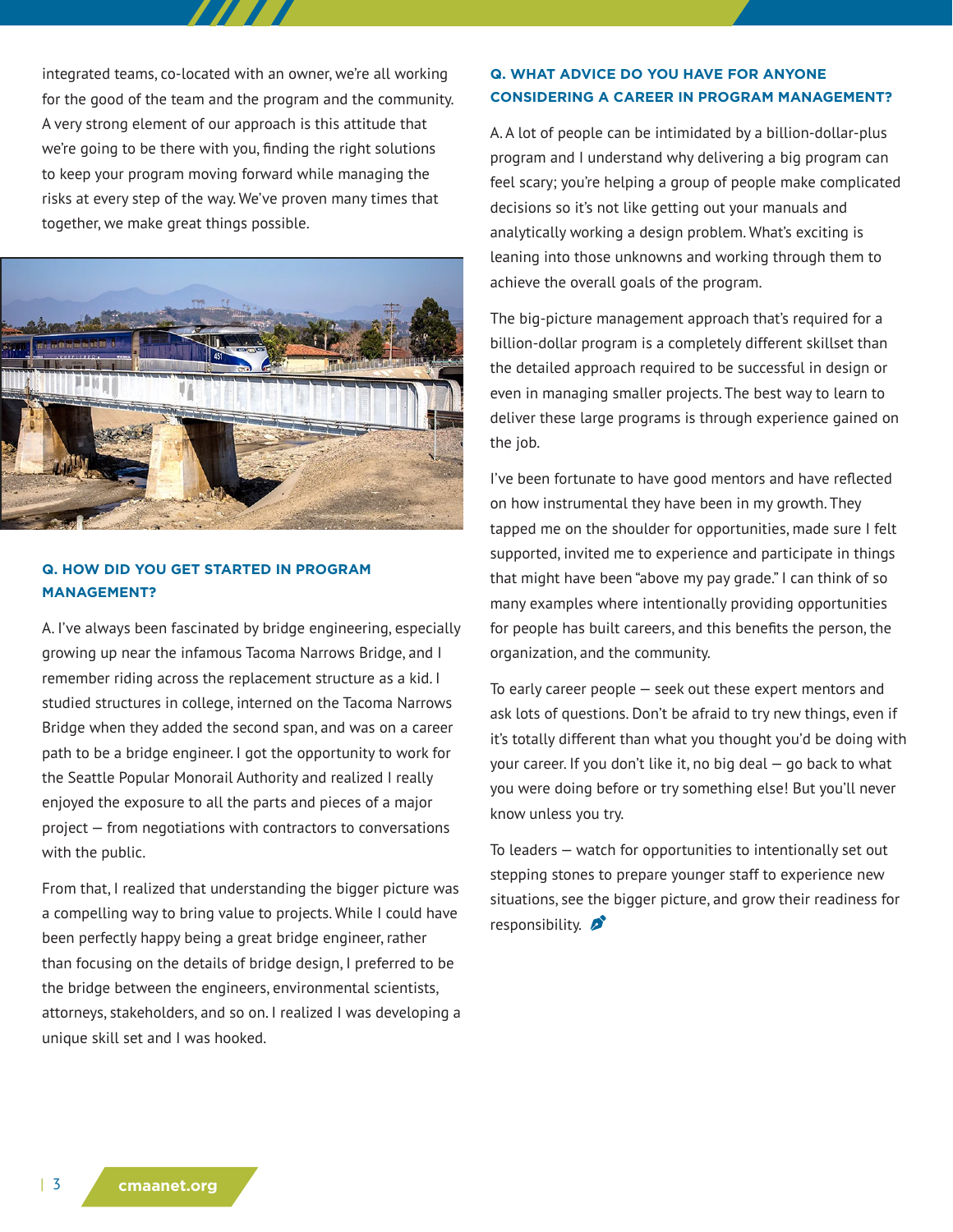integrated teams, co-located with an owner, we're all working for the good of the team and the program and the community. A very strong element of our approach is this attitude that we're going to be there with you, finding the right solutions to keep your program moving forward while managing the risks at every step of the way. We've proven many times that together, we make great things possible.

#### Q. HOW DID YOU GET STARTED IN PROGRAM MANAGEMENT?

A. I've always been fascinated by bridge engineering, especially growing up near the infamous Tacoma Narrows Bridge, and I remember riding across the replacement structure as a kid. I studied structures in college, interned on the Tacoma Narrows Bridge when they added the second span, and was on a career path to be a bridge engineer. I got the opportunity to work for the Seattle Popular Monorail Authority and realized I really enjoyed the exposure to all the parts and pieces of a major project – from negotiations with contractors to conversations with the public.

From that, I realized that understanding the bigger picture was a compelling way to bring value to projects. While I could have been perfectly happy being a great bridge engineer, rather than focusing on the details of bridge design, I preferred to be the bridge between the engineers, environmental scientists, attorneys, stakeholders, and so on. I realized I was developing a unique skill set and I was hooked.

#### Q. WHAT ADVICE DO YOU HAVE FOR ANYONE CONSIDERING A CAREER IN PROGRAM MANAGEMENT?

A. A lot of people can be intimidated by a billion-dollar-plus program and I understand why delivering a big program can feel scary; you're helping a group of people make complicated decisions so it's not like getting out your manuals and analytically working a design problem. What's exciting is leaning into those unknowns and working through them to achieve the overall goals of the program.

The big-picture management approach that's required for a billion-dollar program is a completely different skillset than the detailed approach required to be successful in design or even in managing smaller projects. The best way to learn to deliver these large programs is through experience gained on the job.

I've been fortunate to have good mentors and have reflected on how instrumental they have been in my growth. They tapped me on the shoulder for opportunities, made sure I felt supported, invited me to experience and participate in things that might have been "above my pay grade." I can think of so many examples where intentionally providing opportunities for people has built careers, and this benefits the person, the organization, and the community.

To early career people – seek out these expert mentors and ask lots of questions. Don't be afraid to try new things, even if it's totally different than what you thought you'd be doing with your career. If you don't like it, no big deal – go back to what you were doing before or try something else! But you'll never know unless you try.

To leaders – watch for opportunities to intentionally set out stepping stones to prepare younger staff to experience new situations, see the bigger picture, and grow their readiness for responsibility.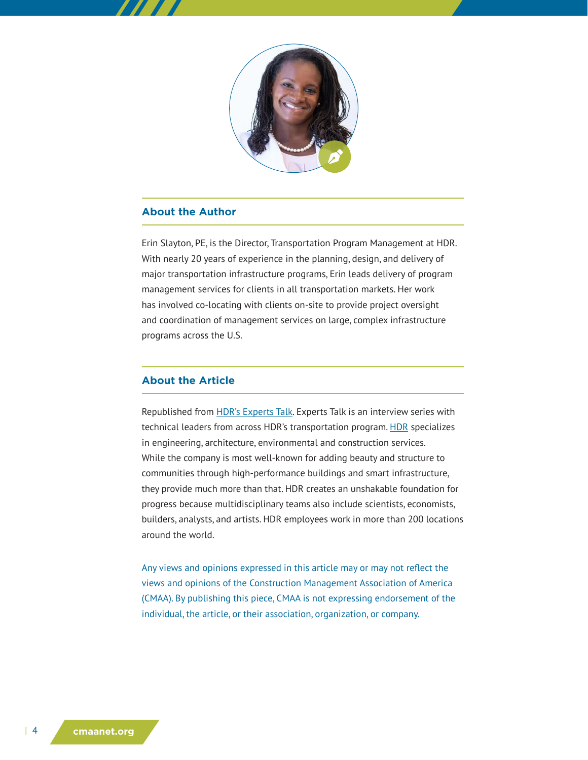## About the Author

Erin Slayton, PE, is the Director, Transportation Program Management at HDR. With nearly 20 years of experience in the planning, design, and delivery of major transportation infrastructure programs, Erin leads delivery of program management services for clients in all transportation markets. Her work has involved co-locating with clients on-site to provide project oversight and coordination of management services on large, complex infrastructure programs across the U.S.

## About the Article

Republished from HDR's Experts Talk. Experts Talk is an interview series with technical leaders from across HDR's transportation program. HDR specializes in engineering, architecture, environmental and construction services. While the company is most well-known for adding beauty and structure to communities through high-performance buildings and smart infrastructure, they provide much more than that. HDR creates an unshakable foundation for progress because multidisciplinary teams also include scientists, economists, builders, analysts, and artists. HDR employees work in more than 200 locations around the world.

Any views and opinions expressed in this article may or may not reflect the views and opinions of the Construction Management Association of America (CMAA). By publishing this piece, CMAA is not expressing endorsement of the individual, the article, or their association, organization, or company.